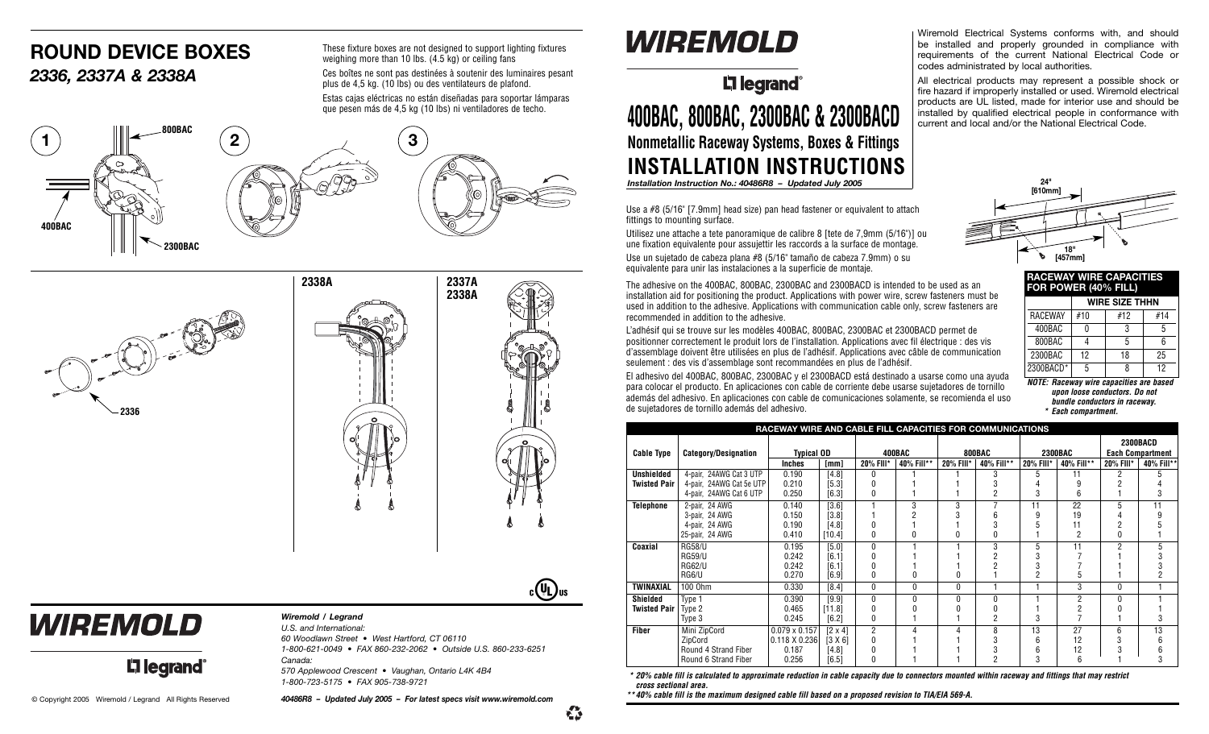# ROUND DEVICE BOXES

## *2336, 2337A & 2338A*

These fixture boxes are not designed to support lighting fixtures weighing more than 10 lbs. (4.5 kg) or ceiling fans

Ces boîtes ne sont pas destinées à soutenir des luminaires pesant plus de 4,5 kg. (10 lbs) ou des ventilateurs de plafond.

Estas cajas eléctricas no están diseñadas para soportar lámparas que pesen más de 4,5 kg (10 lbs) ni ventiladores de techo.

1 — 800BAC, 400BAC, 2300BAC

2

3

2336

2338A

2337A 2338A

**Wiremold / Legrand**

*U.S. and International:*
*60 Woodlawn Street • West Hartford, CT 06110*
*1-800-621-0049 • FAX 860-232-2062 • Outside U.S. 860-233-6251*
*Canada:*
*570 Applewood Crescent • Vaughan, Ontario L4K 4B4*
*1-800-723-5175 • FAX 905-738-9721*

© Copyright 2005 Wiremold / Legrand All Rights Reserved

*40486R8 – Updated July 2005 – For latest specs visit www.wiremold.com*

# WIREMOLD

**legrand**

# 400BAC, 800BAC, 2300BAC & 2300BACD

## Nonmetallic Raceway Systems, Boxes & Fittings

# INSTALLATION INSTRUCTIONS

*Installation Instruction No.: 40486R8 – Updated July 2005*

Wiremold Electrical Systems conforms with, and should be installed and properly grounded in compliance with requirements of the current National Electrical Code or codes administrated by local authorities.

All electrical products may represent a possible shock or fire hazard if improperly installed or used. Wiremold electrical products are UL listed, made for interior use and should be installed by qualified electrical people in conformance with current and local and/or the National Electrical Code.

Use a #8 (5/16" [7.9mm] head size) pan head fastener or equivalent to attach fittings to mounting surface.

Utilisez une attache a tete panoramique de calibre 8 [tete de 7,9mm (5/16")] ou une fixation equivalente pour assujettir les raccords a la surface de montage.

Use un sujetado de cabeza plana #8 (5/16" tamaño de cabeza 7.9mm) o su equivalente para unir las instalaciones a la superficie de montaje.

24" [610mm]

18" [457mm]

The adhesive on the 400BAC, 800BAC, 2300BAC and 2300BACD is intended to be used as an installation aid for positioning the product. Applications with power wire, screw fasteners must be used in addition to the adhesive. Applications with communication cable only, screw fasteners are recommended in addition to the adhesive.

L'adhésif qui se trouve sur les modèles 400BAC, 800BAC, 2300BAC et 2300BACD permet de positionner correctement le produit lors de l'installation. Applications avec fil électrique : des vis d'assemblage doivent être utilisées en plus de l'adhésif. Applications avec câble de communication seulement : des vis d'assemblage sont recommandées en plus de l'adhésif.

El adhesivo del 400BAC, 800BAC, 2300BAC y el 2300BACD está destinado a usarse como una ayuda para colocar el producto. En aplicaciones con cable de corriente debe usarse sujetadores de tornillo además del adhesivo. En aplicaciones con cable de comunicaciones solamente, se recomienda el uso de sujetadores de tornillo además del adhesivo.

**RACEWAY WIRE CAPACITIES FOR POWER (40% FILL)**

| | WIRE SIZE THHN | | |
|---|---|---|---|
| RACEWAY | #10 | #12 | #14 |
| 400BAC | 0 | 3 | 5 |
| 800BAC | 4 | 5 | 6 |
| 2300BAC | 12 | 18 | 25 |
| 2300BACD* | 5 | 8 | 12 |

***NOTE:** Raceway wire capacities are based upon loose conductors. Do not bundle conductors in raceway.*
*\* Each compartment.*

**RACEWAY WIRE AND CABLE FILL CAPACITIES FOR COMMUNICATIONS**

| Cable Type | Category/Designation | Typical OD | | 400BAC | | 800BAC | | 2300BAC | | 2300BACD Each Compartment | |
|---|---|---|---|---|---|---|---|---|---|---|---|
| | | Inches | [mm] | 20% Fill* | 40% Fill** | 20% Fill* | 40% Fill** | 20% Fill* | 40% Fill** | 20% Fill* | 40% Fill** |
| **Unshielded Twisted Pair** | 4-pair, 24AWG Cat 3 UTP | 0.190 | [4.8] | 0 | 1 | 1 | 3 | 5 | 11 | 2 | 5 |
| | 4-pair, 24AWG Cat 5e UTP | 0.210 | [5.3] | 0 | 1 | 1 | 3 | 4 | 9 | 2 | 4 |
| | 4-pair, 24AWG Cat 6 UTP | 0.250 | [6.3] | 0 | 1 | 1 | 2 | 3 | 6 | 1 | 3 |
| **Telephone** | 2-pair, 24 AWG | 0.140 | [3.6] | 1 | 3 | 3 | 7 | 11 | 22 | 5 | 11 |
| | 3-pair, 24 AWG | 0.150 | [3.8] | 1 | 2 | 3 | 6 | 9 | 19 | 4 | 9 |
| | 4-pair, 24 AWG | 0.190 | [4.8] | 0 | 1 | 1 | 3 | 5 | 11 | 2 | 5 |
| | 25-pair, 24 AWG | 0.410 | [10.4] | 0 | 0 | 0 | 0 | 1 | 2 | 0 | 1 |
| **Coaxial** | RG58/U | 0.195 | [5.0] | 0 | 1 | 1 | 3 | 5 | 11 | 2 | 5 |
| | RG59/U | 0.242 | [6.1] | 0 | 1 | 1 | 2 | 3 | 7 | 1 | 3 |
| | RG62/U | 0.242 | [6.1] | 0 | 1 | 1 | 2 | 3 | 7 | 1 | 3 |
| | RG6/U | 0.270 | [6.9] | 0 | 0 | 0 | 1 | 2 | 5 | 1 | 2 |
| **TWINAXIAL** | 100 Ohm | 0.330 | [8.4] | 0 | 0 | 0 | 1 | 1 | 3 | 0 | 1 |
| **Shielded Twisted Pair** | Type 1 | 0.390 | [9.9] | 0 | 0 | 0 | 0 | 1 | 2 | 0 | 1 |
| | Type 2 | 0.465 | [11.8] | 0 | 0 | 0 | 0 | 1 | 2 | 0 | 1 |
| | Type 3 | 0.245 | [6.2] | 0 | 1 | 1 | 2 | 3 | 7 | 1 | 3 |
| **Fiber** | Mini ZipCord | 0.079 x 0.157 | [2 x 4] | 2 | 4 | 4 | 8 | 13 | 27 | 6 | 13 |
| | ZipCord | 0.118 X 0.236 | [3 X 6] | 0 | 1 | 1 | 3 | 6 | 12 | 3 | 6 |
| | Round 4 Strand Fiber | 0.187 | [4.8] | 0 | 1 | 1 | 3 | 6 | 12 | 3 | 6 |
| | Round 6 Strand Fiber | 0.256 | [6.5] | 0 | 1 | 1 | 2 | 3 | 6 | 1 | 3 |

*\* 20% cable fill is calculated to approximate reduction in cable capacity due to connectors mounted within raceway and fittings that may restrict cross sectional area.*

*\*\* 40% cable fill is the maximum designed cable fill based on a proposed revision to TIA/EIA 569-A.*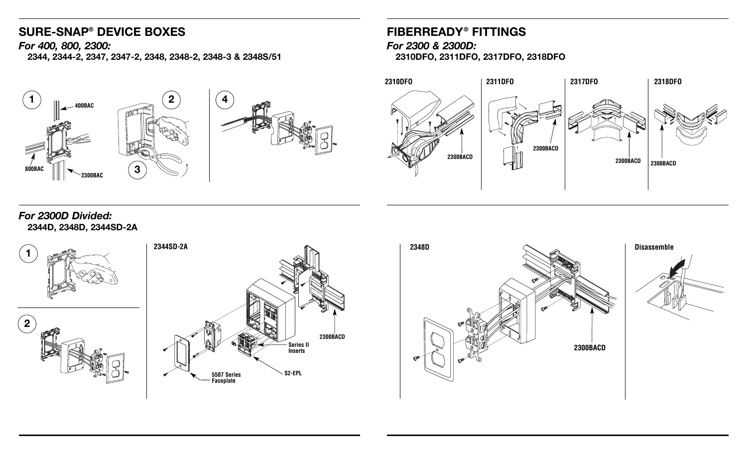## SURE-SNAP® DEVICE BOXES

***For 400, 800, 2300:***
**2344, 2344-2, 2347, 2347-2, 2348, 2348-2, 2348-3 & 2348S/51**

1
400BAC
800BAC
2300BAC
2
3
4

***For 2300D Divided:***
**2344D, 2348D, 2344SD-2A**

1
2

2344SD-2A
2300BACD
Series II Inserts
S2-EPL
5507 Series Faceplate

## FIBERREADY® FITTINGS

***For 2300 & 2300D:***
**2310DFO, 2311DFO, 2317DFO, 2318DFO**

2310DFO
2300BACD

2311DFO
2300BACD

2317DFO
2300BACD

2318DFO
2300BACD

2348D
2300BACD

Disassemble